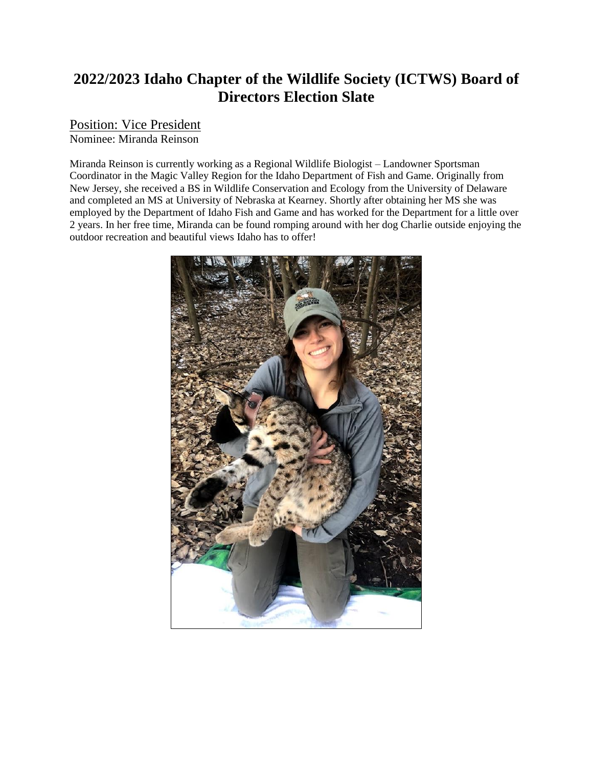# 2022/2023 Idaho Chapter of the Wildlife Society (ICTWS) Board of Directors Election Slate

## Position: Vice President

Nominee: Miranda Reinson

Miranda Reinson is currently working as a Regional Wildlife Biologist – Landowner Sportsman Coordinator in the Magic Valley Region for the Idaho Department of Fish and Game. Originally from New Jersey, she received a BS in Wildlife Conservation and Ecology from the University of Delaware and completed an MS at University of Nebraska at Kearney. Shortly after obtaining her MS she was employed by the Department of Idaho Fish and Game and has worked for the Department for a little over 2 years. In her free time, Miranda can be found romping around with her dog Charlie outside enjoying the outdoor recreation and beautiful views Idaho has to offer!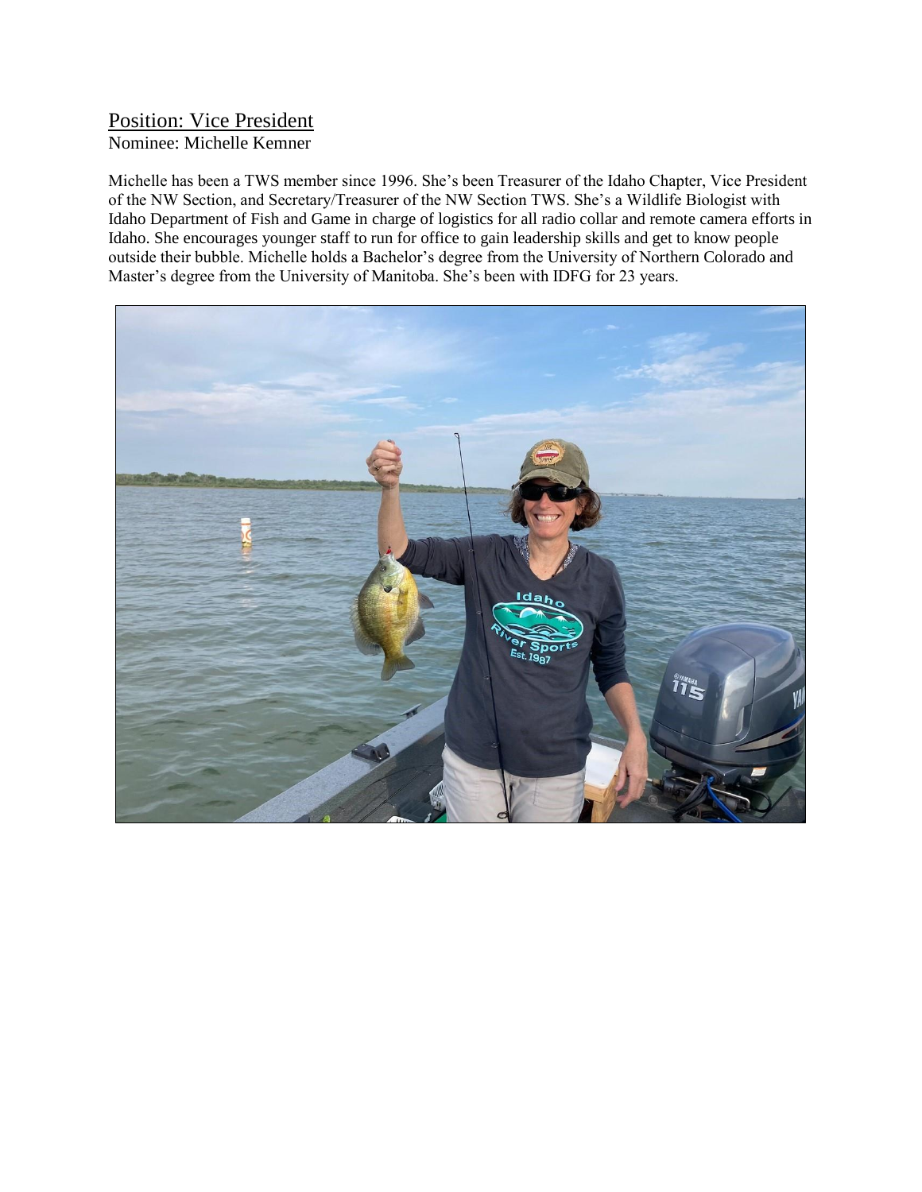Position: Vice President

Nominee: Michelle Kemner

Michelle has been a TWS member since 1996. She's been Treasurer of the Idaho Chapter, Vice President of the NW Section, and Secretary/Treasurer of the NW Section TWS. She's a Wildlife Biologist with Idaho Department of Fish and Game in charge of logistics for all radio collar and remote camera efforts in Idaho. She encourages younger staff to run for office to gain leadership skills and get to know people outside their bubble. Michelle holds a Bachelor's degree from the University of Northern Colorado and Master's degree from the University of Manitoba. She's been with IDFG for 23 years.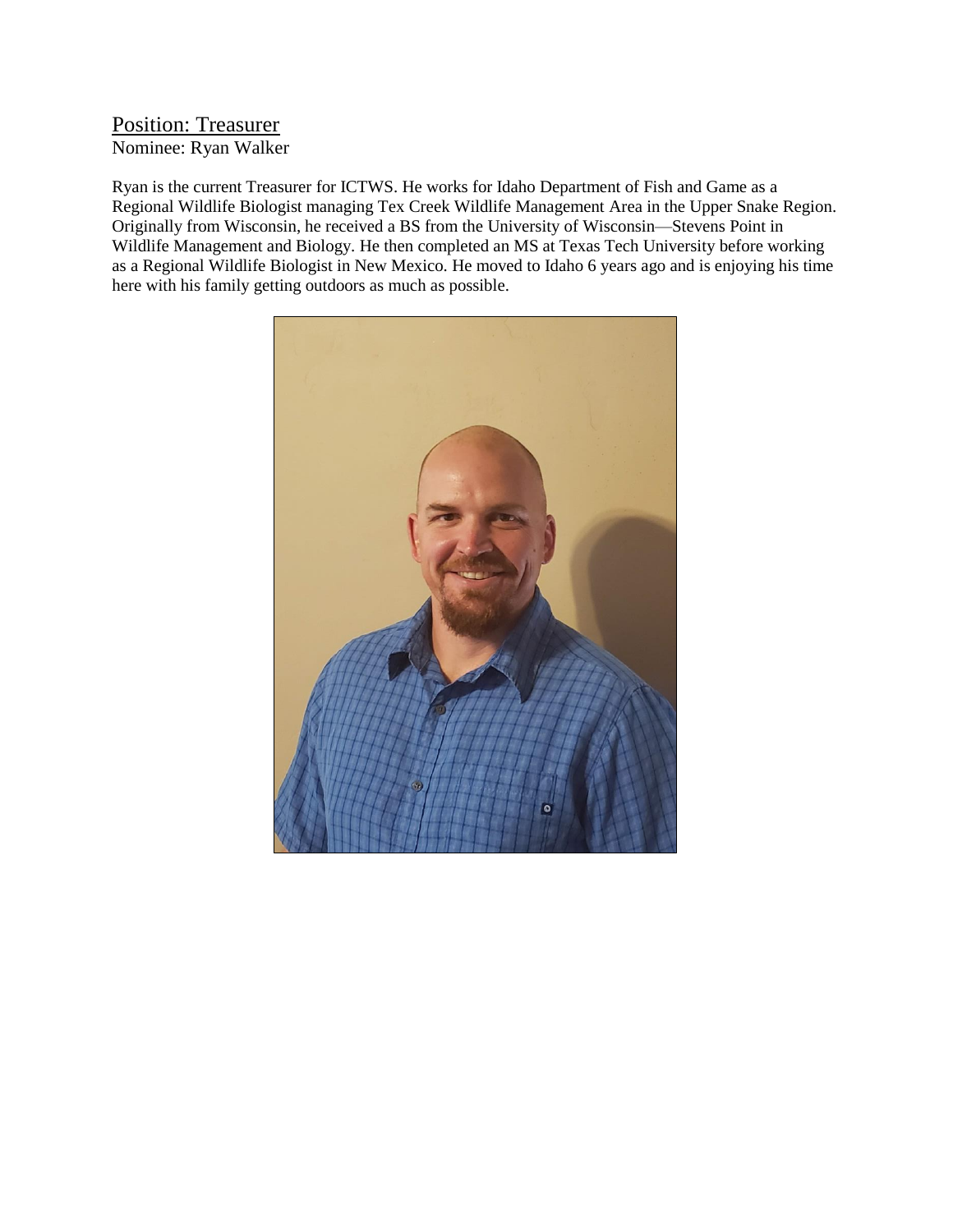## Position: Treasurer

Nominee: Ryan Walker

Ryan is the current Treasurer for ICTWS. He works for Idaho Department of Fish and Game as a Regional Wildlife Biologist managing Tex Creek Wildlife Management Area in the Upper Snake Region. Originally from Wisconsin, he received a BS from the University of Wisconsin—Stevens Point in Wildlife Management and Biology. He then completed an MS at Texas Tech University before working as a Regional Wildlife Biologist in New Mexico. He moved to Idaho 6 years ago and is enjoying his time here with his family getting outdoors as much as possible.